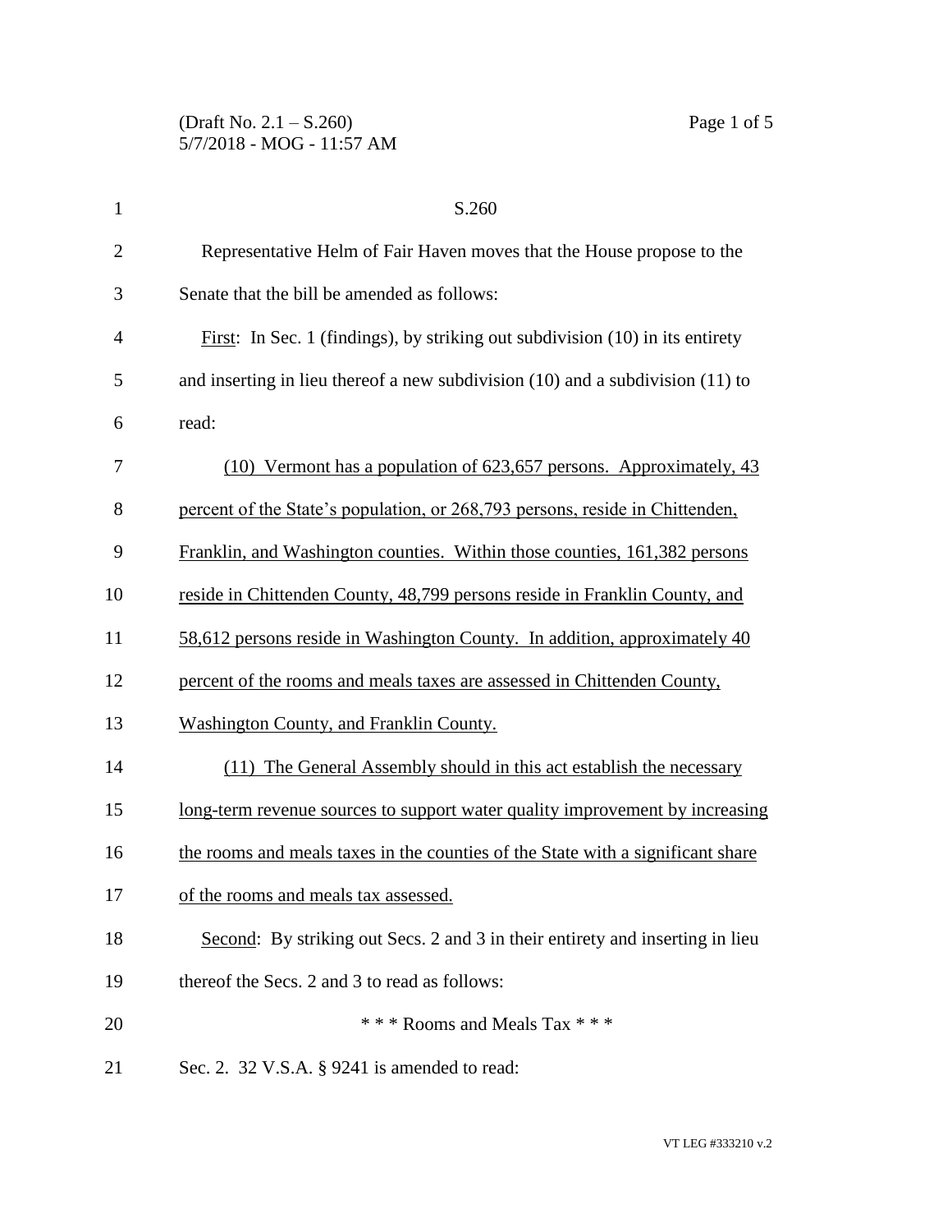S.260

Representative Helm of Fair Haven moves that the House propose to the Senate that the bill be amended as follows:

First: In Sec. 1 (findings), by striking out subdivision (10) in its entirety and inserting in lieu thereof a new subdivision (10) and a subdivision (11) to read:

(10) Vermont has a population of 623,657 persons. Approximately, 43 percent of the State's population, or 268,793 persons, reside in Chittenden, Franklin, and Washington counties. Within those counties, 161,382 persons reside in Chittenden County, 48,799 persons reside in Franklin County, and 58,612 persons reside in Washington County. In addition, approximately 40 percent of the rooms and meals taxes are assessed in Chittenden County, Washington County, and Franklin County.

(11) The General Assembly should in this act establish the necessary long-term revenue sources to support water quality improvement by increasing the rooms and meals taxes in the counties of the State with a significant share of the rooms and meals tax assessed.

Second: By striking out Secs. 2 and 3 in their entirety and inserting in lieu thereof the Secs. 2 and 3 to read as follows:

\* \* \* Rooms and Meals Tax \* \* \*

Sec. 2. 32 V.S.A. § 9241 is amended to read: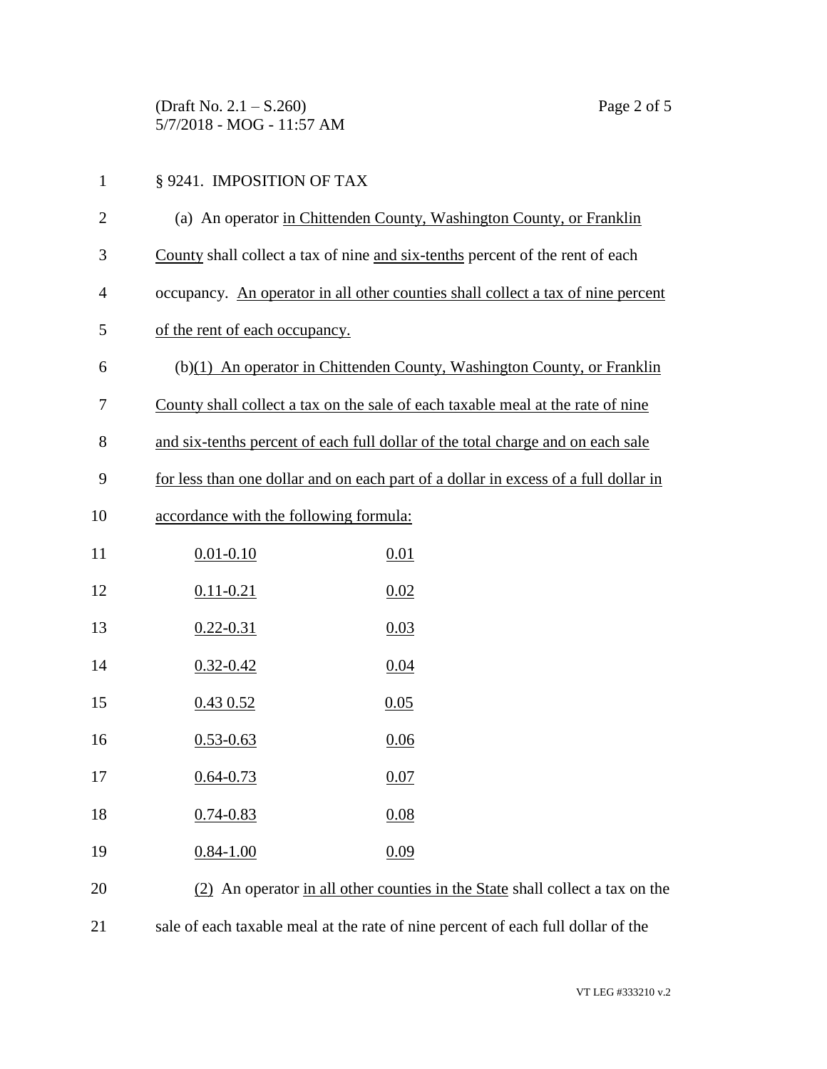§ 9241. IMPOSITION OF TAX

(a) An operator in Chittenden County, Washington County, or Franklin County shall collect a tax of nine and six-tenths percent of the rent of each occupancy. An operator in all other counties shall collect a tax of nine percent of the rent of each occupancy.

(b)(1) An operator in Chittenden County, Washington County, or Franklin County shall collect a tax on the sale of each taxable meal at the rate of nine and six-tenths percent of each full dollar of the total charge and on each sale for less than one dollar and on each part of a dollar in excess of a full dollar in accordance with the following formula:

| | |
|---|---|
| 0.01-0.10 | 0.01 |
| 0.11-0.21 | 0.02 |
| 0.22-0.31 | 0.03 |
| 0.32-0.42 | 0.04 |
| 0.43 0.52 | 0.05 |
| 0.53-0.63 | 0.06 |
| 0.64-0.73 | 0.07 |
| 0.74-0.83 | 0.08 |
| 0.84-1.00 | 0.09 |

(2) An operator in all other counties in the State shall collect a tax on the sale of each taxable meal at the rate of nine percent of each full dollar of the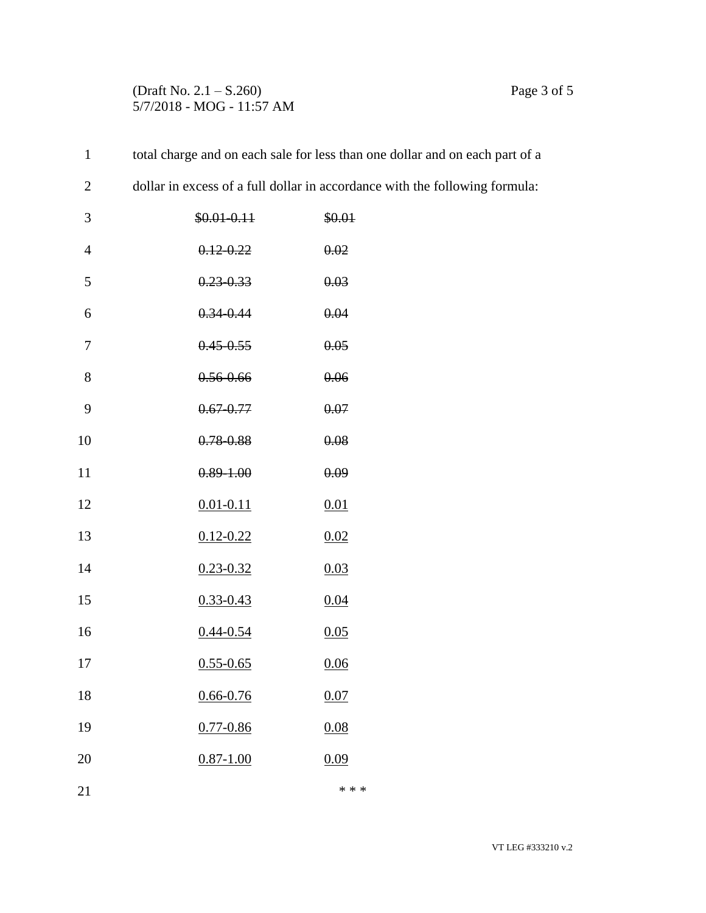total charge and on each sale for less than one dollar and on each part of a dollar in excess of a full dollar in accordance with the following formula:

| | |
|---|---|
| ~~$0.01-0.11~~ | ~~$0.01~~ |
| ~~0.12-0.22~~ | ~~0.02~~ |
| ~~0.23-0.33~~ | ~~0.03~~ |
| ~~0.34-0.44~~ | ~~0.04~~ |
| ~~0.45-0.55~~ | ~~0.05~~ |
| ~~0.56-0.66~~ | ~~0.06~~ |
| ~~0.67-0.77~~ | ~~0.07~~ |
| ~~0.78-0.88~~ | ~~0.08~~ |
| ~~0.89-1.00~~ | ~~0.09~~ |
| <u>0.01-0.11</u> | <u>0.01</u> |
| <u>0.12-0.22</u> | <u>0.02</u> |
| <u>0.23-0.32</u> | <u>0.03</u> |
| <u>0.33-0.43</u> | <u>0.04</u> |
| <u>0.44-0.54</u> | <u>0.05</u> |
| <u>0.55-0.65</u> | <u>0.06</u> |
| <u>0.66-0.76</u> | <u>0.07</u> |
| <u>0.77-0.86</u> | <u>0.08</u> |
| <u>0.87-1.00</u> | <u>0.09</u> |

* * *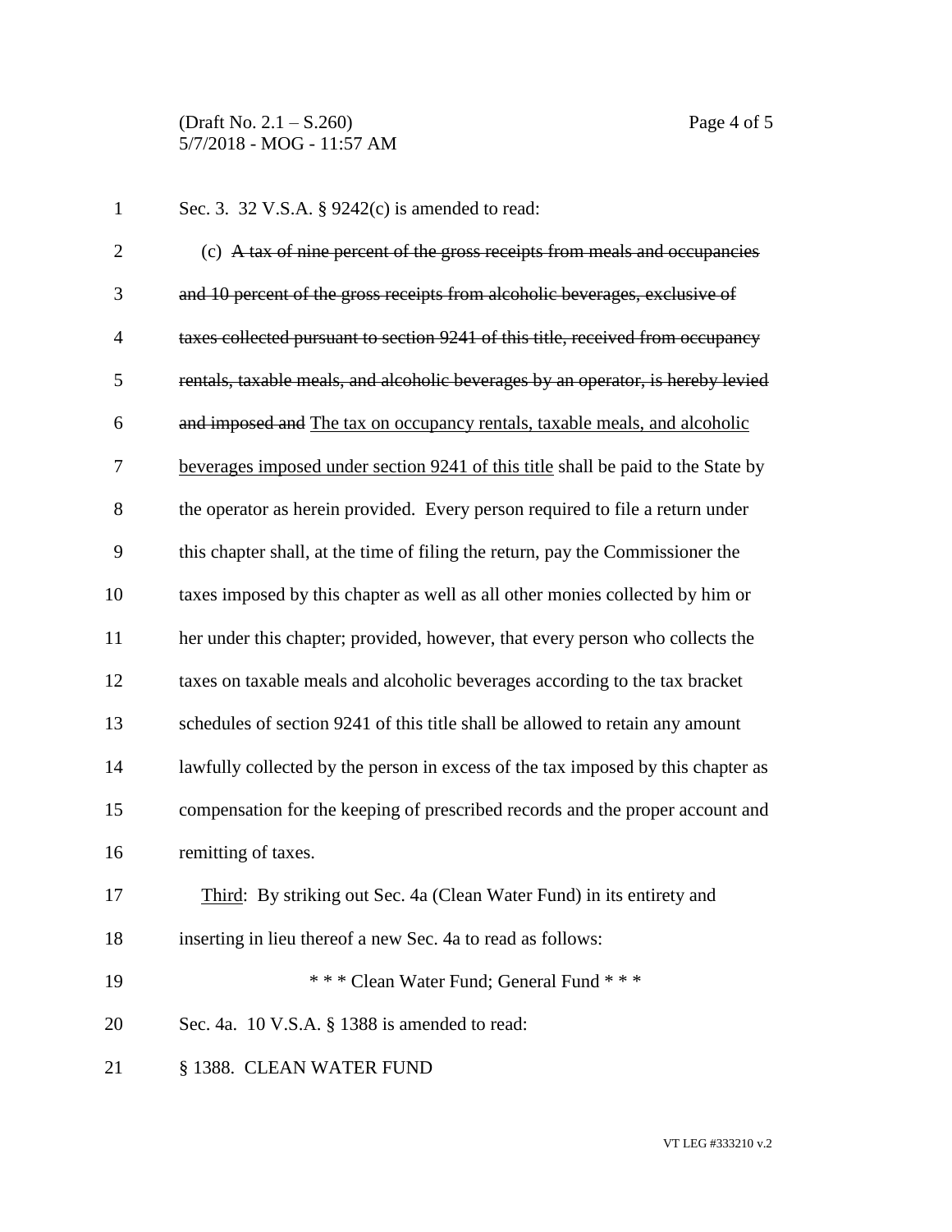Sec. 3. 32 V.S.A. § 9242(c) is amended to read:

(c) ~~A tax of nine percent of the gross receipts from meals and occupancies and 10 percent of the gross receipts from alcoholic beverages, exclusive of taxes collected pursuant to section 9241 of this title, received from occupancy rentals, taxable meals, and alcoholic beverages by an operator, is hereby levied and imposed and~~ <u>The tax on occupancy rentals, taxable meals, and alcoholic beverages imposed under section 9241 of this title</u> shall be paid to the State by the operator as herein provided. Every person required to file a return under this chapter shall, at the time of filing the return, pay the Commissioner the taxes imposed by this chapter as well as all other monies collected by him or her under this chapter; provided, however, that every person who collects the taxes on taxable meals and alcoholic beverages according to the tax bracket schedules of section 9241 of this title shall be allowed to retain any amount lawfully collected by the person in excess of the tax imposed by this chapter as compensation for the keeping of prescribed records and the proper account and remitting of taxes.

<u>Third</u>: By striking out Sec. 4a (Clean Water Fund) in its entirety and inserting in lieu thereof a new Sec. 4a to read as follows:

\* \* \* Clean Water Fund; General Fund \* \* \*

Sec. 4a. 10 V.S.A. § 1388 is amended to read:

§ 1388. CLEAN WATER FUND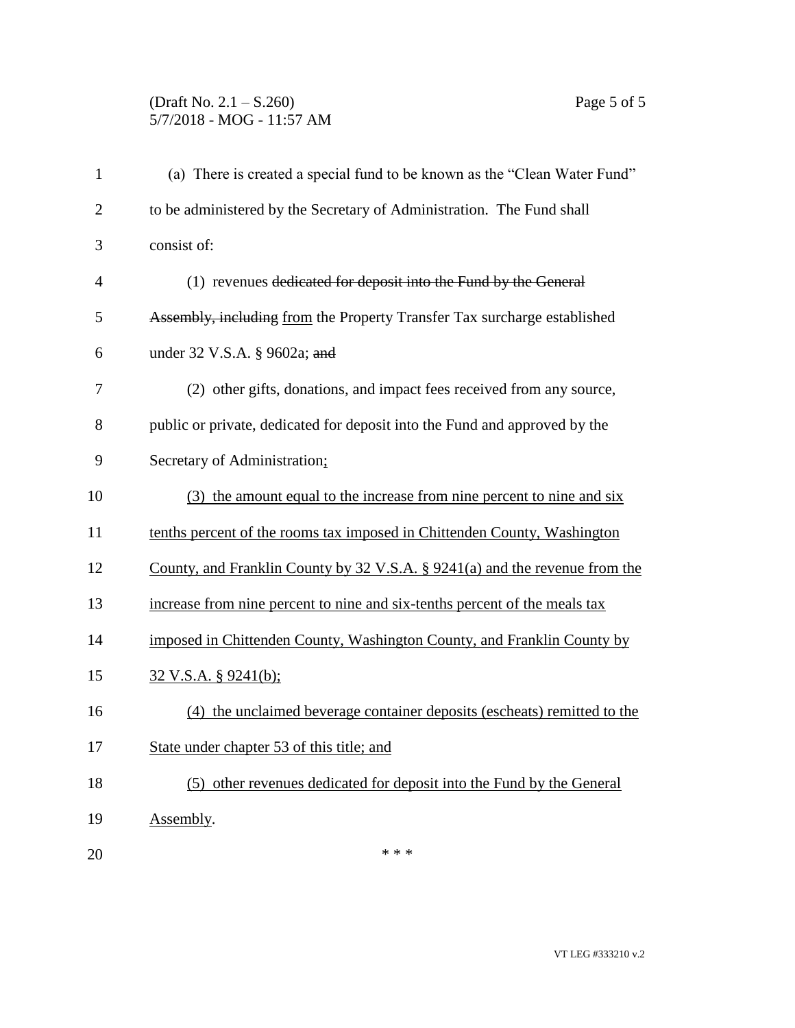(a) There is created a special fund to be known as the "Clean Water Fund" to be administered by the Secretary of Administration. The Fund shall consist of:

(1) revenues ~~dedicated for deposit into the Fund by the General Assembly, including~~ <u>from</u> the Property Transfer Tax surcharge established under 32 V.S.A. § 9602a; ~~and~~

(2) other gifts, donations, and impact fees received from any source, public or private, dedicated for deposit into the Fund and approved by the Secretary of Administration<u>;</u>

<u>(3) the amount equal to the increase from nine percent to nine and six tenths percent of the rooms tax imposed in Chittenden County, Washington County, and Franklin County by 32 V.S.A. § 9241(a) and the revenue from the increase from nine percent to nine and six-tenths percent of the meals tax imposed in Chittenden County, Washington County, and Franklin County by 32 V.S.A. § 9241(b);</u>

<u>(4) the unclaimed beverage container deposits (escheats) remitted to the State under chapter 53 of this title; and</u>

<u>(5) other revenues dedicated for deposit into the Fund by the General Assembly</u>.

\* \* \*